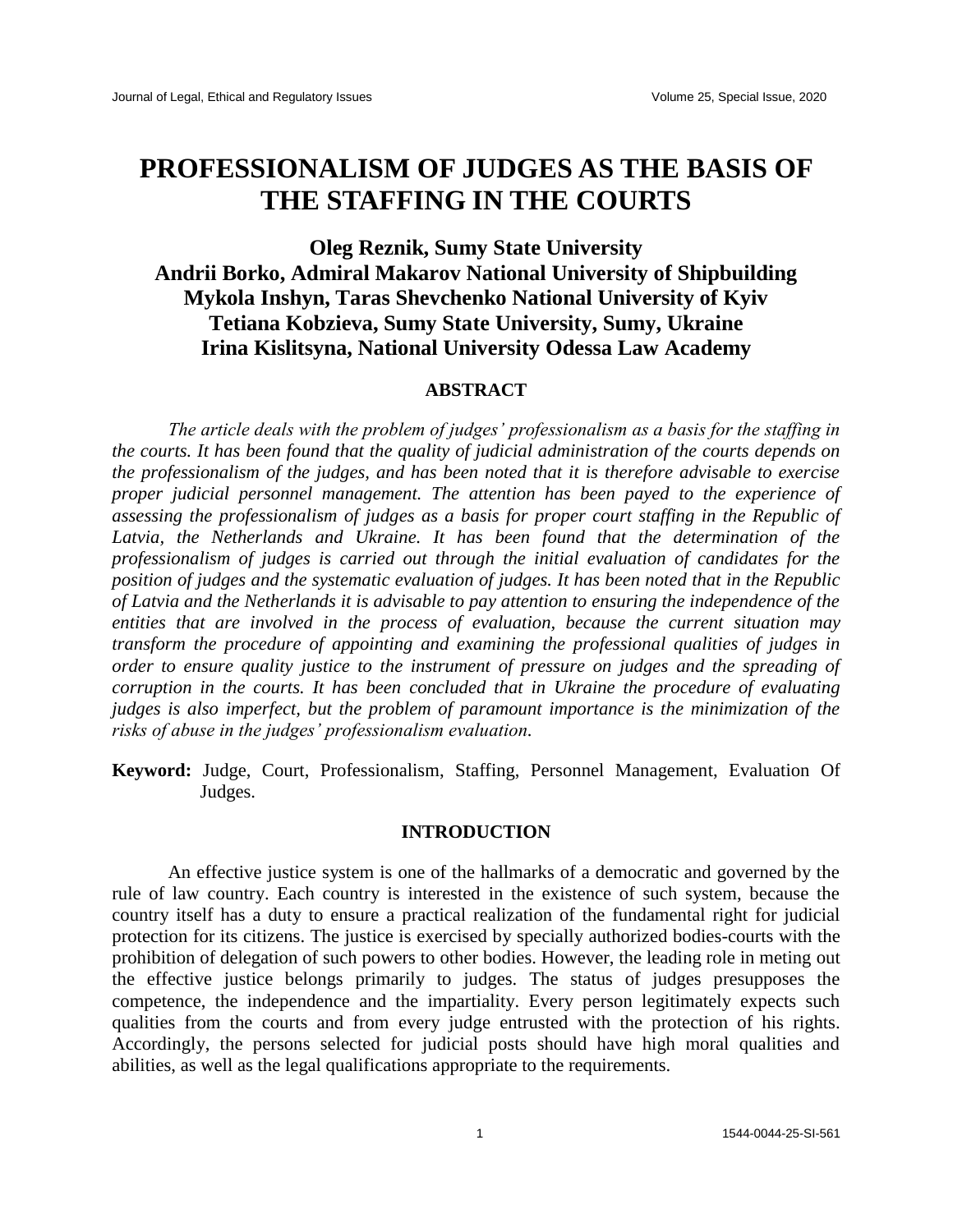# PROFESSIONALISM OF JUDGES AS THE BASIS OF THE STAFFING IN THE COURTS

**Oleg Reznik, Sumy State University**
**Andrii Borko, Admiral Makarov National University of Shipbuilding**
**Mykola Inshyn, Taras Shevchenko National University of Kyiv**
**Tetiana Kobzieva, Sumy State University, Sumy, Ukraine**
**Irina Kislitsyna, National University Odessa Law Academy**

## ABSTRACT

*The article deals with the problem of judges' professionalism as a basis for the staffing in the courts. It has been found that the quality of judicial administration of the courts depends on the professionalism of the judges, and has been noted that it is therefore advisable to exercise proper judicial personnel management. The attention has been payed to the experience of assessing the professionalism of judges as a basis for proper court staffing in the Republic of Latvia, the Netherlands and Ukraine. It has been found that the determination of the professionalism of judges is carried out through the initial evaluation of candidates for the position of judges and the systematic evaluation of judges. It has been noted that in the Republic of Latvia and the Netherlands it is advisable to pay attention to ensuring the independence of the entities that are involved in the process of evaluation, because the current situation may transform the procedure of appointing and examining the professional qualities of judges in order to ensure quality justice to the instrument of pressure on judges and the spreading of corruption in the courts. It has been concluded that in Ukraine the procedure of evaluating judges is also imperfect, but the problem of paramount importance is the minimization of the risks of abuse in the judges' professionalism evaluation.*

**Keyword:** Judge, Court, Professionalism, Staffing, Personnel Management, Evaluation Of Judges.

## INTRODUCTION

An effective justice system is one of the hallmarks of a democratic and governed by the rule of law country. Each country is interested in the existence of such system, because the country itself has a duty to ensure a practical realization of the fundamental right for judicial protection for its citizens. The justice is exercised by specially authorized bodies-courts with the prohibition of delegation of such powers to other bodies. However, the leading role in meting out the effective justice belongs primarily to judges. The status of judges presupposes the competence, the independence and the impartiality. Every person legitimately expects such qualities from the courts and from every judge entrusted with the protection of his rights. Accordingly, the persons selected for judicial posts should have high moral qualities and abilities, as well as the legal qualifications appropriate to the requirements.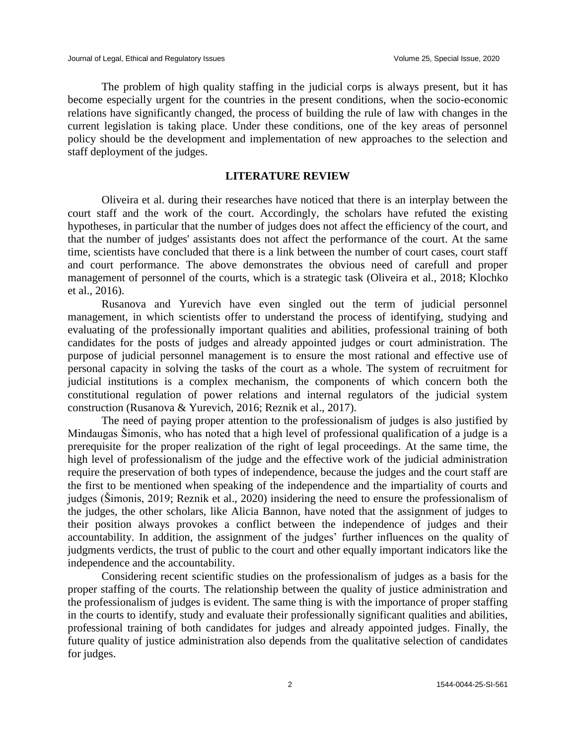The problem of high quality staffing in the judicial corps is always present, but it has become especially urgent for the countries in the present conditions, when the socio-economic relations have significantly changed, the process of building the rule of law with changes in the current legislation is taking place. Under these conditions, one of the key areas of personnel policy should be the development and implementation of new approaches to the selection and staff deployment of the judges.

## LITERATURE REVIEW

Oliveira et al. during their researches have noticed that there is an interplay between the court staff and the work of the court. Accordingly, the scholars have refuted the existing hypotheses, in particular that the number of judges does not affect the efficiency of the court, and that the number of judges' assistants does not affect the performance of the court. At the same time, scientists have concluded that there is a link between the number of court cases, court staff and court performance. The above demonstrates the obvious need of carefull and proper management of personnel of the courts, which is a strategic task (Oliveira et al., 2018; Klochko et al., 2016).

Rusanova and Yurevich have even singled out the term of judicial personnel management, in which scientists offer to understand the process of identifying, studying and evaluating of the professionally important qualities and abilities, professional training of both candidates for the posts of judges and already appointed judges or court administration. The purpose of judicial personnel management is to ensure the most rational and effective use of personal capacity in solving the tasks of the court as a whole. The system of recruitment for judicial institutions is a complex mechanism, the components of which concern both the constitutional regulation of power relations and internal regulators of the judicial system construction (Rusanova & Yurevich, 2016; Reznik et al., 2017).

The need of paying proper attention to the professionalism of judges is also justified by Mindaugas Šimonis, who has noted that a high level of professional qualification of a judge is a prerequisite for the proper realization of the right of legal proceedings. At the same time, the high level of professionalism of the judge and the effective work of the judicial administration require the preservation of both types of independence, because the judges and the court staff are the first to be mentioned when speaking of the independence and the impartiality of courts and judges (Šimonis, 2019; Reznik et al., 2020) insidering the need to ensure the professionalism of the judges, the other scholars, like Alicia Bannon, have noted that the assignment of judges to their position always provokes a conflict between the independence of judges and their accountability. In addition, the assignment of the judges' further influences on the quality of judgments verdicts, the trust of public to the court and other equally important indicators like the independence and the accountability.

Considering recent scientific studies on the professionalism of judges as a basis for the proper staffing of the courts. The relationship between the quality of justice administration and the professionalism of judges is evident. The same thing is with the importance of proper staffing in the courts to identify, study and evaluate their professionally significant qualities and abilities, professional training of both candidates for judges and already appointed judges. Finally, the future quality of justice administration also depends from the qualitative selection of candidates for judges.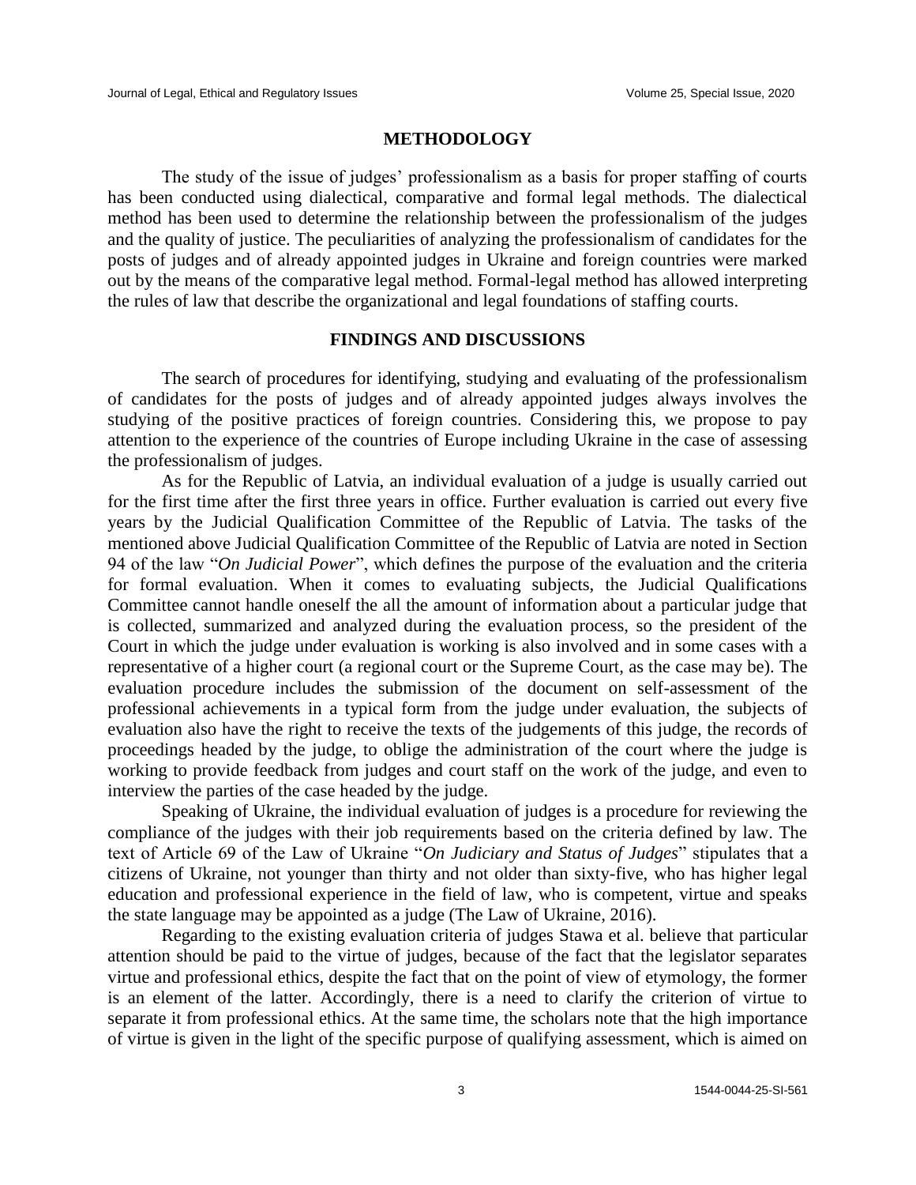## METHODOLOGY

The study of the issue of judges' professionalism as a basis for proper staffing of courts has been conducted using dialectical, comparative and formal legal methods. The dialectical method has been used to determine the relationship between the professionalism of the judges and the quality of justice. The peculiarities of analyzing the professionalism of candidates for the posts of judges and of already appointed judges in Ukraine and foreign countries were marked out by the means of the comparative legal method. Formal-legal method has allowed interpreting the rules of law that describe the organizational and legal foundations of staffing courts.

## FINDINGS AND DISCUSSIONS

The search of procedures for identifying, studying and evaluating of the professionalism of candidates for the posts of judges and of already appointed judges always involves the studying of the positive practices of foreign countries. Considering this, we propose to pay attention to the experience of the countries of Europe including Ukraine in the case of assessing the professionalism of judges.

As for the Republic of Latvia, an individual evaluation of a judge is usually carried out for the first time after the first three years in office. Further evaluation is carried out every five years by the Judicial Qualification Committee of the Republic of Latvia. The tasks of the mentioned above Judicial Qualification Committee of the Republic of Latvia are noted in Section 94 of the law "*On Judicial Power*", which defines the purpose of the evaluation and the criteria for formal evaluation. When it comes to evaluating subjects, the Judicial Qualifications Committee cannot handle oneself the all the amount of information about a particular judge that is collected, summarized and analyzed during the evaluation process, so the president of the Court in which the judge under evaluation is working is also involved and in some cases with a representative of a higher court (a regional court or the Supreme Court, as the case may be). The evaluation procedure includes the submission of the document on self-assessment of the professional achievements in a typical form from the judge under evaluation, the subjects of evaluation also have the right to receive the texts of the judgements of this judge, the records of proceedings headed by the judge, to oblige the administration of the court where the judge is working to provide feedback from judges and court staff on the work of the judge, and even to interview the parties of the case headed by the judge.

Speaking of Ukraine, the individual evaluation of judges is a procedure for reviewing the compliance of the judges with their job requirements based on the criteria defined by law. The text of Article 69 of the Law of Ukraine "*On Judiciary and Status of Judges*" stipulates that a citizens of Ukraine, not younger than thirty and not older than sixty-five, who has higher legal education and professional experience in the field of law, who is competent, virtue and speaks the state language may be appointed as a judge (The Law of Ukraine, 2016).

Regarding to the existing evaluation criteria of judges Stawa et al. believe that particular attention should be paid to the virtue of judges, because of the fact that the legislator separates virtue and professional ethics, despite the fact that on the point of view of etymology, the former is an element of the latter. Accordingly, there is a need to clarify the criterion of virtue to separate it from professional ethics. At the same time, the scholars note that the high importance of virtue is given in the light of the specific purpose of qualifying assessment, which is aimed on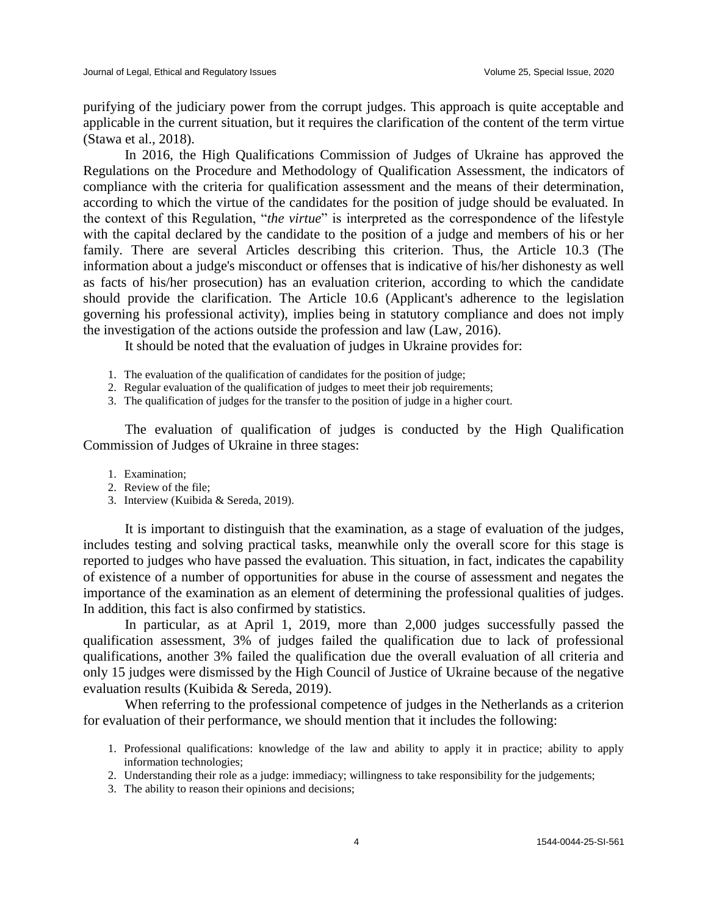purifying of the judiciary power from the corrupt judges. This approach is quite acceptable and applicable in the current situation, but it requires the clarification of the content of the term virtue (Stawa et al., 2018).

In 2016, the High Qualifications Commission of Judges of Ukraine has approved the Regulations on the Procedure and Methodology of Qualification Assessment, the indicators of compliance with the criteria for qualification assessment and the means of their determination, according to which the virtue of the candidates for the position of judge should be evaluated. In the context of this Regulation, "*the virtue*" is interpreted as the correspondence of the lifestyle with the capital declared by the candidate to the position of a judge and members of his or her family. There are several Articles describing this criterion. Thus, the Article 10.3 (The information about a judge's misconduct or offenses that is indicative of his/her dishonesty as well as facts of his/her prosecution) has an evaluation criterion, according to which the candidate should provide the clarification. The Article 10.6 (Applicant's adherence to the legislation governing his professional activity), implies being in statutory compliance and does not imply the investigation of the actions outside the profession and law (Law, 2016).

It should be noted that the evaluation of judges in Ukraine provides for:

1. The evaluation of the qualification of candidates for the position of judge;
2. Regular evaluation of the qualification of judges to meet their job requirements;
3. The qualification of judges for the transfer to the position of judge in a higher court.

The evaluation of qualification of judges is conducted by the High Qualification Commission of Judges of Ukraine in three stages:

1. Examination;
2. Review of the file;
3. Interview (Kuibida & Sereda, 2019).

It is important to distinguish that the examination, as a stage of evaluation of the judges, includes testing and solving practical tasks, meanwhile only the overall score for this stage is reported to judges who have passed the evaluation. This situation, in fact, indicates the capability of existence of a number of opportunities for abuse in the course of assessment and negates the importance of the examination as an element of determining the professional qualities of judges. In addition, this fact is also confirmed by statistics.

In particular, as at April 1, 2019, more than 2,000 judges successfully passed the qualification assessment, 3% of judges failed the qualification due to lack of professional qualifications, another 3% failed the qualification due the overall evaluation of all criteria and only 15 judges were dismissed by the High Council of Justice of Ukraine because of the negative evaluation results (Kuibida & Sereda, 2019).

When referring to the professional competence of judges in the Netherlands as a criterion for evaluation of their performance, we should mention that it includes the following:

1. Professional qualifications: knowledge of the law and ability to apply it in practice; ability to apply information technologies;
2. Understanding their role as a judge: immediacy; willingness to take responsibility for the judgements;
3. The ability to reason their opinions and decisions;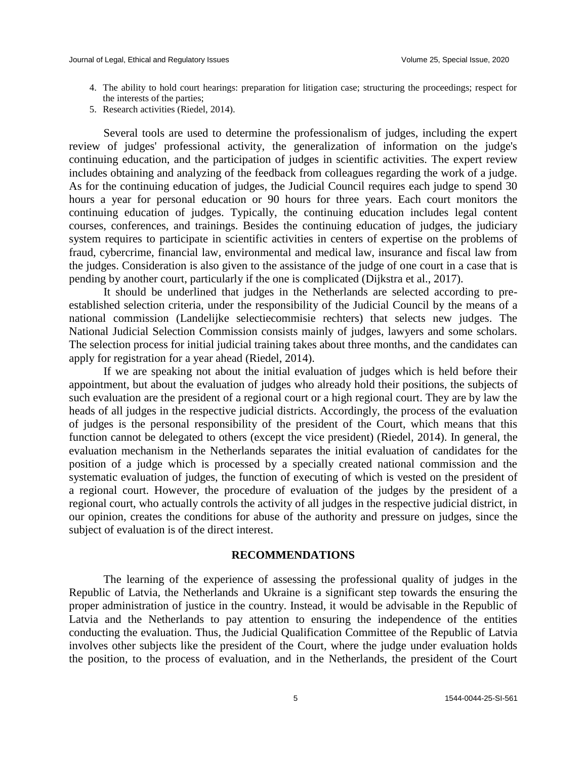4. The ability to hold court hearings: preparation for litigation case; structuring the proceedings; respect for the interests of the parties;
5. Research activities (Riedel, 2014).

Several tools are used to determine the professionalism of judges, including the expert review of judges' professional activity, the generalization of information on the judge's continuing education, and the participation of judges in scientific activities. The expert review includes obtaining and analyzing of the feedback from colleagues regarding the work of a judge. As for the continuing education of judges, the Judicial Council requires each judge to spend 30 hours a year for personal education or 90 hours for three years. Each court monitors the continuing education of judges. Typically, the continuing education includes legal content courses, conferences, and trainings. Besides the continuing education of judges, the judiciary system requires to participate in scientific activities in centers of expertise on the problems of fraud, cybercrime, financial law, environmental and medical law, insurance and fiscal law from the judges. Consideration is also given to the assistance of the judge of one court in a case that is pending by another court, particularly if the one is complicated (Dijkstra et al., 2017).

It should be underlined that judges in the Netherlands are selected according to pre-established selection criteria, under the responsibility of the Judicial Council by the means of a national commission (Landelijke selectiecommisie rechters) that selects new judges. The National Judicial Selection Commission consists mainly of judges, lawyers and some scholars. The selection process for initial judicial training takes about three months, and the candidates can apply for registration for a year ahead (Riedel, 2014).

If we are speaking not about the initial evaluation of judges which is held before their appointment, but about the evaluation of judges who already hold their positions, the subjects of such evaluation are the president of a regional court or a high regional court. They are by law the heads of all judges in the respective judicial districts. Accordingly, the process of the evaluation of judges is the personal responsibility of the president of the Court, which means that this function cannot be delegated to others (except the vice president) (Riedel, 2014). In general, the evaluation mechanism in the Netherlands separates the initial evaluation of candidates for the position of a judge which is processed by a specially created national commission and the systematic evaluation of judges, the function of executing of which is vested on the president of a regional court. However, the procedure of evaluation of the judges by the president of a regional court, who actually controls the activity of all judges in the respective judicial district, in our opinion, creates the conditions for abuse of the authority and pressure on judges, since the subject of evaluation is of the direct interest.

## RECOMMENDATIONS

The learning of the experience of assessing the professional quality of judges in the Republic of Latvia, the Netherlands and Ukraine is a significant step towards the ensuring the proper administration of justice in the country. Instead, it would be advisable in the Republic of Latvia and the Netherlands to pay attention to ensuring the independence of the entities conducting the evaluation. Thus, the Judicial Qualification Committee of the Republic of Latvia involves other subjects like the president of the Court, where the judge under evaluation holds the position, to the process of evaluation, and in the Netherlands, the president of the Court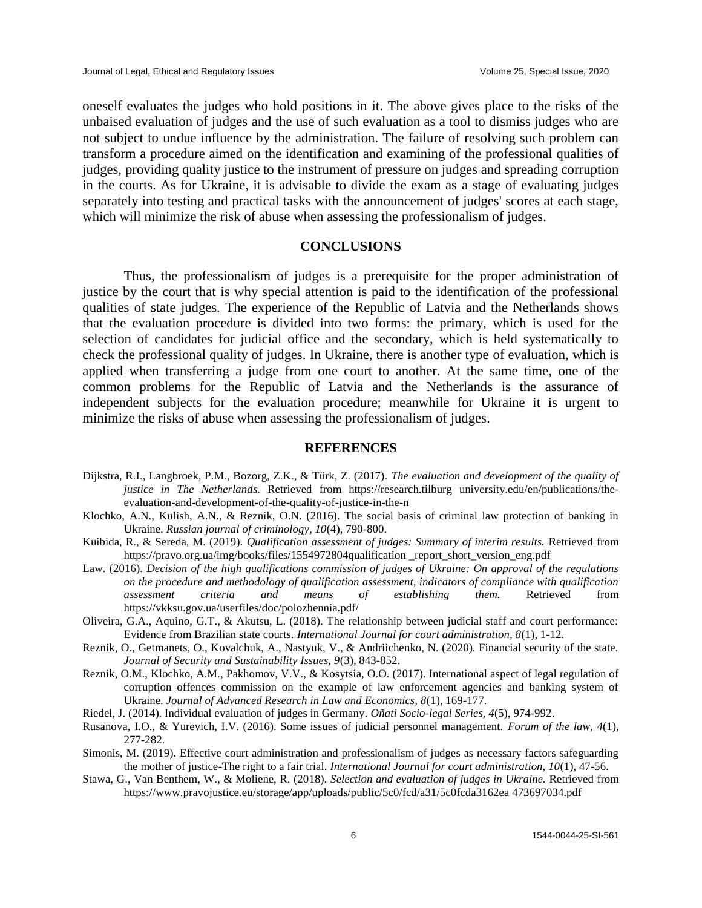oneself evaluates the judges who hold positions in it. The above gives place to the risks of the unbaised evaluation of judges and the use of such evaluation as a tool to dismiss judges who are not subject to undue influence by the administration. The failure of resolving such problem can transform a procedure aimed on the identification and examining of the professional qualities of judges, providing quality justice to the instrument of pressure on judges and spreading corruption in the courts. As for Ukraine, it is advisable to divide the exam as a stage of evaluating judges separately into testing and practical tasks with the announcement of judges' scores at each stage, which will minimize the risk of abuse when assessing the professionalism of judges.

## CONCLUSIONS

Thus, the professionalism of judges is a prerequisite for the proper administration of justice by the court that is why special attention is paid to the identification of the professional qualities of state judges. The experience of the Republic of Latvia and the Netherlands shows that the evaluation procedure is divided into two forms: the primary, which is used for the selection of candidates for judicial office and the secondary, which is held systematically to check the professional quality of judges. In Ukraine, there is another type of evaluation, which is applied when transferring a judge from one court to another. At the same time, one of the common problems for the Republic of Latvia and the Netherlands is the assurance of independent subjects for the evaluation procedure; meanwhile for Ukraine it is urgent to minimize the risks of abuse when assessing the professionalism of judges.

## REFERENCES

Dijkstra, R.I., Langbroek, P.M., Bozorg, Z.K., & Türk, Z. (2017). *The evaluation and development of the quality of justice in The Netherlands.* Retrieved from https://research.tilburg university.edu/en/publications/the-evaluation-and-development-of-the-quality-of-justice-in-the-n

Klochko, A.N., Kulish, A.N., & Reznik, O.N. (2016). The social basis of criminal law protection of banking in Ukraine. *Russian journal of criminology, 10*(4), 790-800.

Kuibida, R., & Sereda, M. (2019). *Qualification assessment of judges: Summary of interim results.* Retrieved from https://pravo.org.ua/img/books/files/1554972804qualification _report_short_version_eng.pdf

Law. (2016). *Decision of the high qualifications commission of judges of Ukraine: On approval of the regulations on the procedure and methodology of qualification assessment, indicators of compliance with qualification assessment criteria and means of establishing them.* Retrieved from https://vkksu.gov.ua/userfiles/doc/polozhennia.pdf/

Oliveira, G.A., Aquino, G.T., & Akutsu, L. (2018). The relationship between judicial staff and court performance: Evidence from Brazilian state courts. *International Journal for court administration, 8*(1), 1-12.

Reznik, O., Getmanets, O., Kovalchuk, A., Nastyuk, V., & Andriichenko, N. (2020). Financial security of the state. *Journal of Security and Sustainability Issues, 9*(3), 843-852.

Reznik, O.M., Klochko, A.M., Pakhomov, V.V., & Kosytsia, O.O. (2017). International aspect of legal regulation of corruption offences commission on the example of law enforcement agencies and banking system of Ukraine. *Journal of Advanced Research in Law and Economics, 8*(1), 169-177.

Riedel, J. (2014). Individual evaluation of judges in Germany. *Oñati Socio-legal Series, 4*(5), 974-992.

Rusanova, I.O., & Yurevich, I.V. (2016). Some issues of judicial personnel management. *Forum of the law, 4*(1), 277-282.

Simonis, M. (2019). Effective court administration and professionalism of judges as necessary factors safeguarding the mother of justice-The right to a fair trial. *International Journal for court administration, 10*(1), 47-56.

Stawa, G., Van Benthem, W., & Moliene, R. (2018). *Selection and evaluation of judges in Ukraine.* Retrieved from https://www.pravojustice.eu/storage/app/uploads/public/5c0/fcd/a31/5c0fcda3162ea 473697034.pdf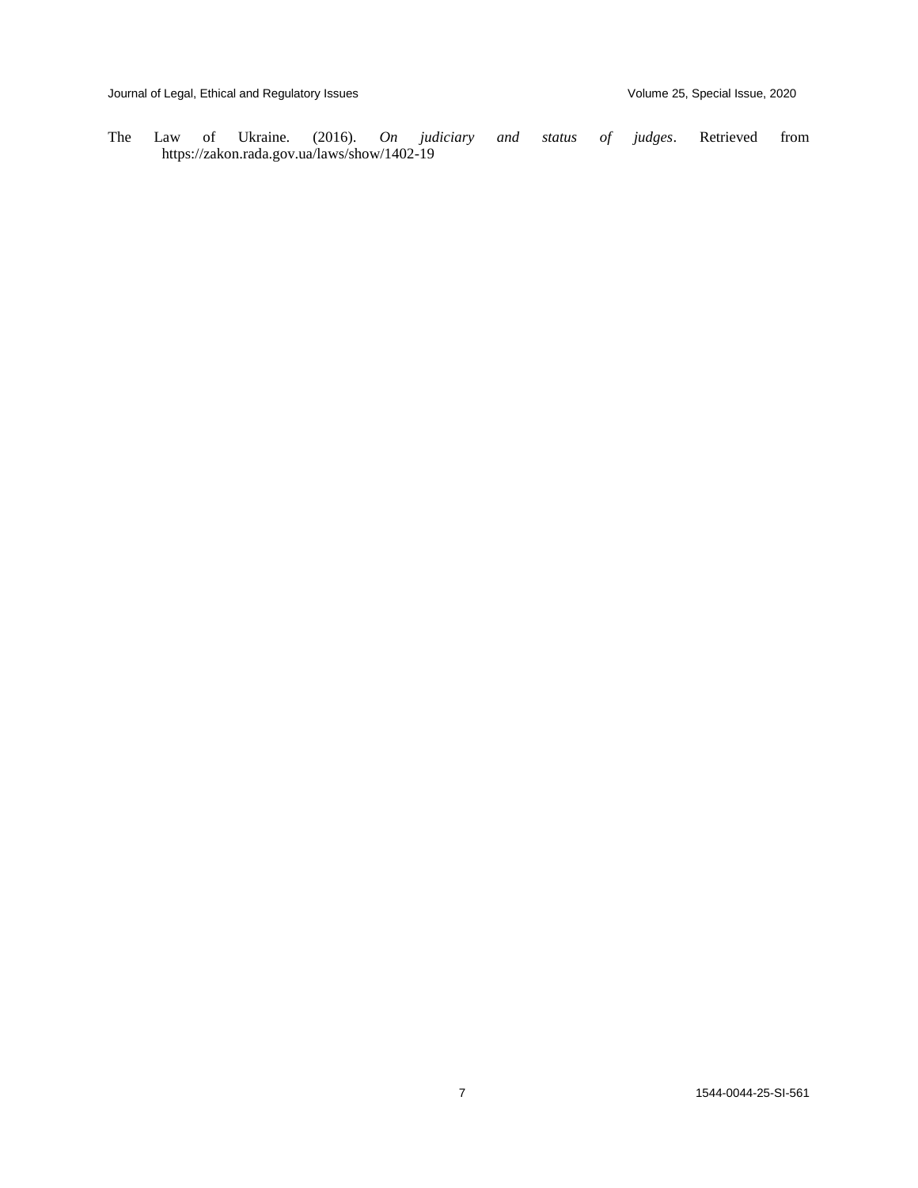The Law of Ukraine. (2016). *On judiciary and status of judges*. Retrieved from https://zakon.rada.gov.ua/laws/show/1402-19